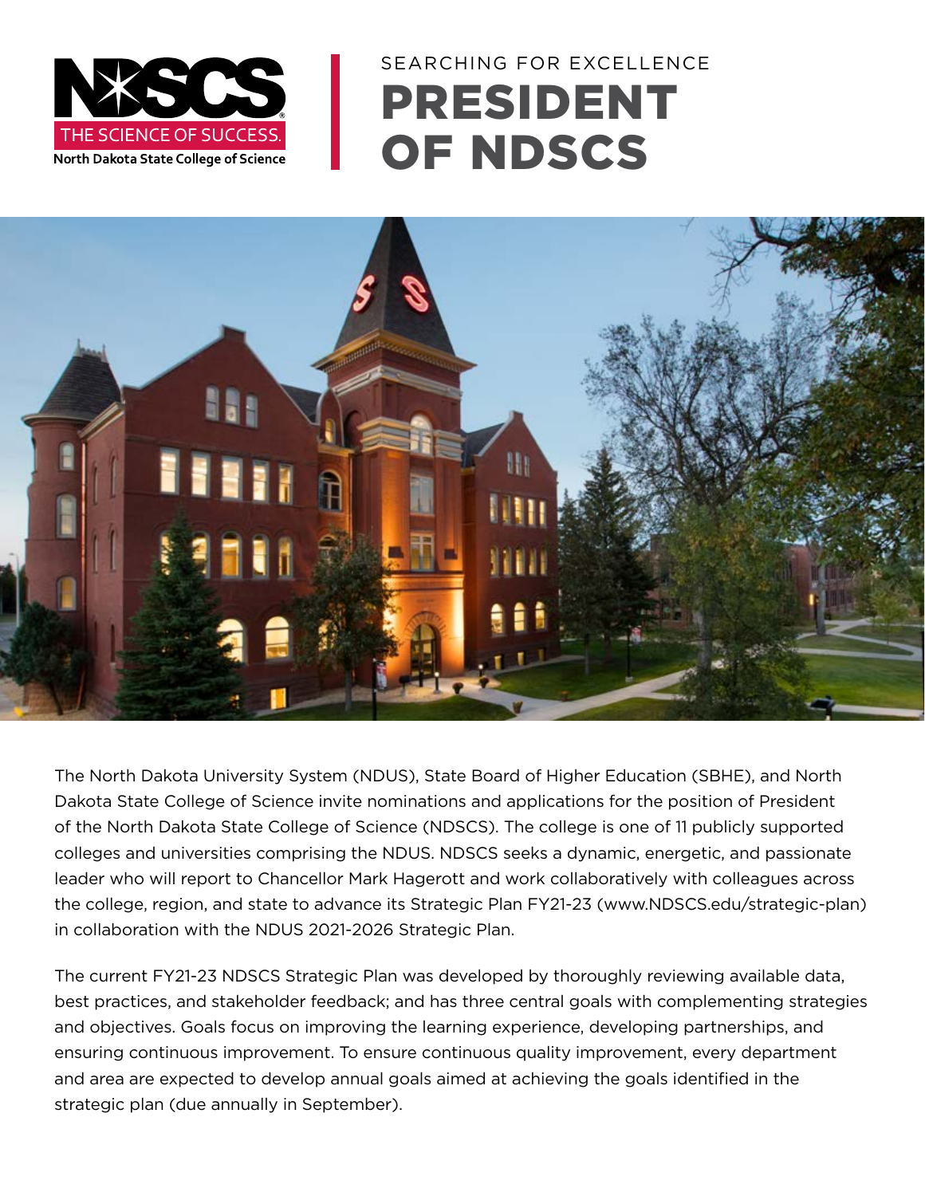SEARCHING FOR EXCELLENCE

# PRESIDENT OF NDSCS

The North Dakota University System (NDUS), State Board of Higher Education (SBHE), and North Dakota State College of Science invite nominations and applications for the position of President of the North Dakota State College of Science (NDSCS). The college is one of 11 publicly supported colleges and universities comprising the NDUS. NDSCS seeks a dynamic, energetic, and passionate leader who will report to Chancellor Mark Hagerott and work collaboratively with colleagues across the college, region, and state to advance its Strategic Plan FY21-23 (www.NDSCS.edu/strategic-plan) in collaboration with the NDUS 2021-2026 Strategic Plan.

The current FY21-23 NDSCS Strategic Plan was developed by thoroughly reviewing available data, best practices, and stakeholder feedback; and has three central goals with complementing strategies and objectives. Goals focus on improving the learning experience, developing partnerships, and ensuring continuous improvement. To ensure continuous quality improvement, every department and area are expected to develop annual goals aimed at achieving the goals identified in the strategic plan (due annually in September).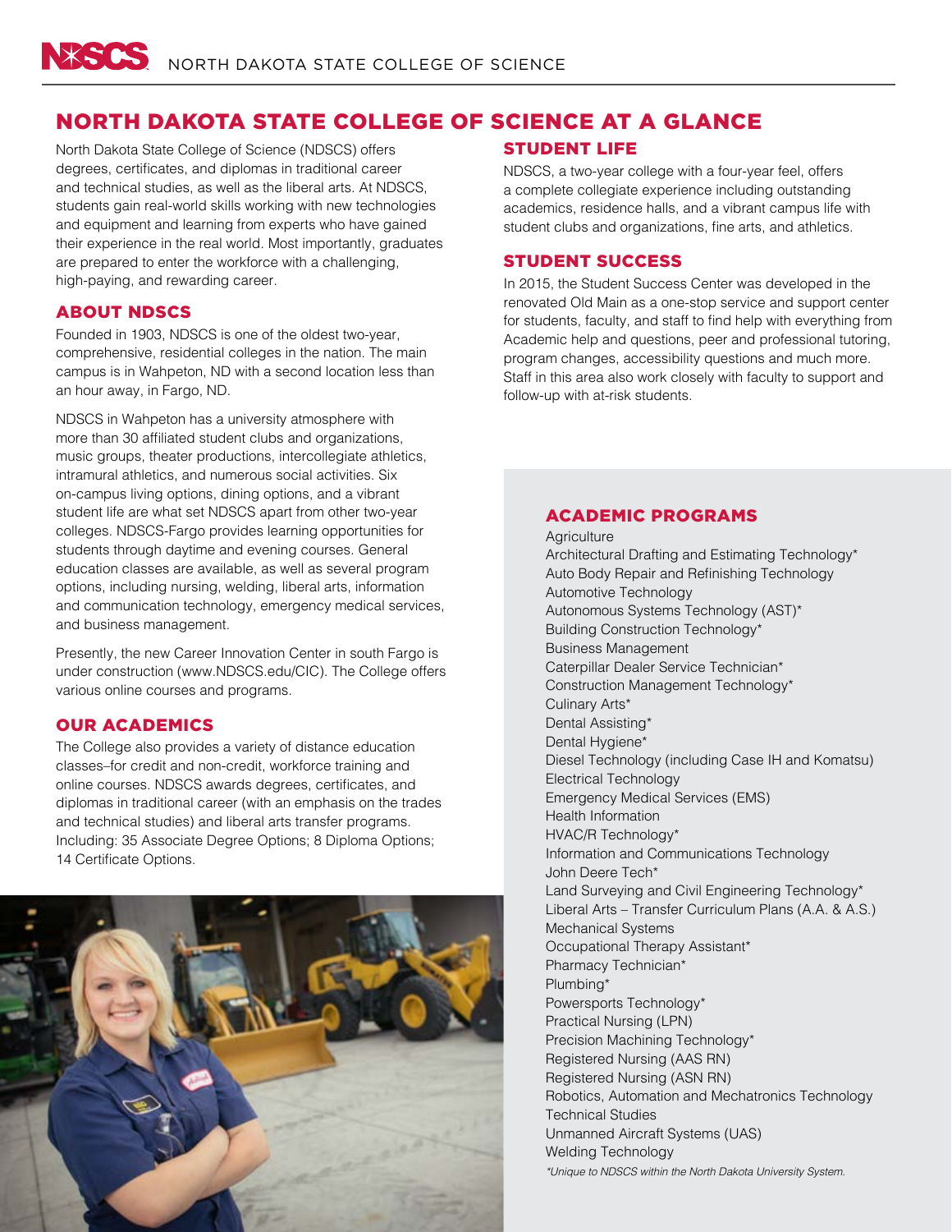# NORTH DAKOTA STATE COLLEGE OF SCIENCE AT A GLANCE

North Dakota State College of Science (NDSCS) offers degrees, certificates, and diplomas in traditional career and technical studies, as well as the liberal arts. At NDSCS, students gain real-world skills working with new technologies and equipment and learning from experts who have gained their experience in the real world. Most importantly, graduates are prepared to enter the workforce with a challenging, high-paying, and rewarding career.

## ABOUT NDSCS

Founded in 1903, NDSCS is one of the oldest two-year, comprehensive, residential colleges in the nation. The main campus is in Wahpeton, ND with a second location less than an hour away, in Fargo, ND.

NDSCS in Wahpeton has a university atmosphere with more than 30 affiliated student clubs and organizations, music groups, theater productions, intercollegiate athletics, intramural athletics, and numerous social activities. Six on-campus living options, dining options, and a vibrant student life are what set NDSCS apart from other two-year colleges. NDSCS-Fargo provides learning opportunities for students through daytime and evening courses. General education classes are available, as well as several program options, including nursing, welding, liberal arts, information and communication technology, emergency medical services, and business management.

Presently, the new Career Innovation Center in south Fargo is under construction (www.NDSCS.edu/CIC). The College offers various online courses and programs.

## OUR ACADEMICS

The College also provides a variety of distance education classes–for credit and non-credit, workforce training and online courses. NDSCS awards degrees, certificates, and diplomas in traditional career (with an emphasis on the trades and technical studies) and liberal arts transfer programs. Including: 35 Associate Degree Options; 8 Diploma Options; 14 Certificate Options.

## STUDENT LIFE

NDSCS, a two-year college with a four-year feel, offers a complete collegiate experience including outstanding academics, residence halls, and a vibrant campus life with student clubs and organizations, fine arts, and athletics.

## STUDENT SUCCESS

In 2015, the Student Success Center was developed in the renovated Old Main as a one-stop service and support center for students, faculty, and staff to find help with everything from Academic help and questions, peer and professional tutoring, program changes, accessibility questions and much more. Staff in this area also work closely with faculty to support and follow-up with at-risk students.

## ACADEMIC PROGRAMS

- Agriculture
- Architectural Drafting and Estimating Technology*
- Auto Body Repair and Refinishing Technology
- Automotive Technology
- Autonomous Systems Technology (AST)*
- Building Construction Technology*
- Business Management
- Caterpillar Dealer Service Technician*
- Construction Management Technology*
- Culinary Arts*
- Dental Assisting*
- Dental Hygiene*
- Diesel Technology (including Case IH and Komatsu)
- Electrical Technology
- Emergency Medical Services (EMS)
- Health Information
- HVAC/R Technology*
- Information and Communications Technology
- John Deere Tech*
- Land Surveying and Civil Engineering Technology*
- Liberal Arts – Transfer Curriculum Plans (A.A. & A.S.)
- Mechanical Systems
- Occupational Therapy Assistant*
- Pharmacy Technician*
- Plumbing*
- Powersports Technology*
- Practical Nursing (LPN)
- Precision Machining Technology*
- Registered Nursing (AAS RN)
- Registered Nursing (ASN RN)
- Robotics, Automation and Mechatronics Technology
- Technical Studies
- Unmanned Aircraft Systems (UAS)
- Welding Technology

*\*Unique to NDSCS within the North Dakota University System.*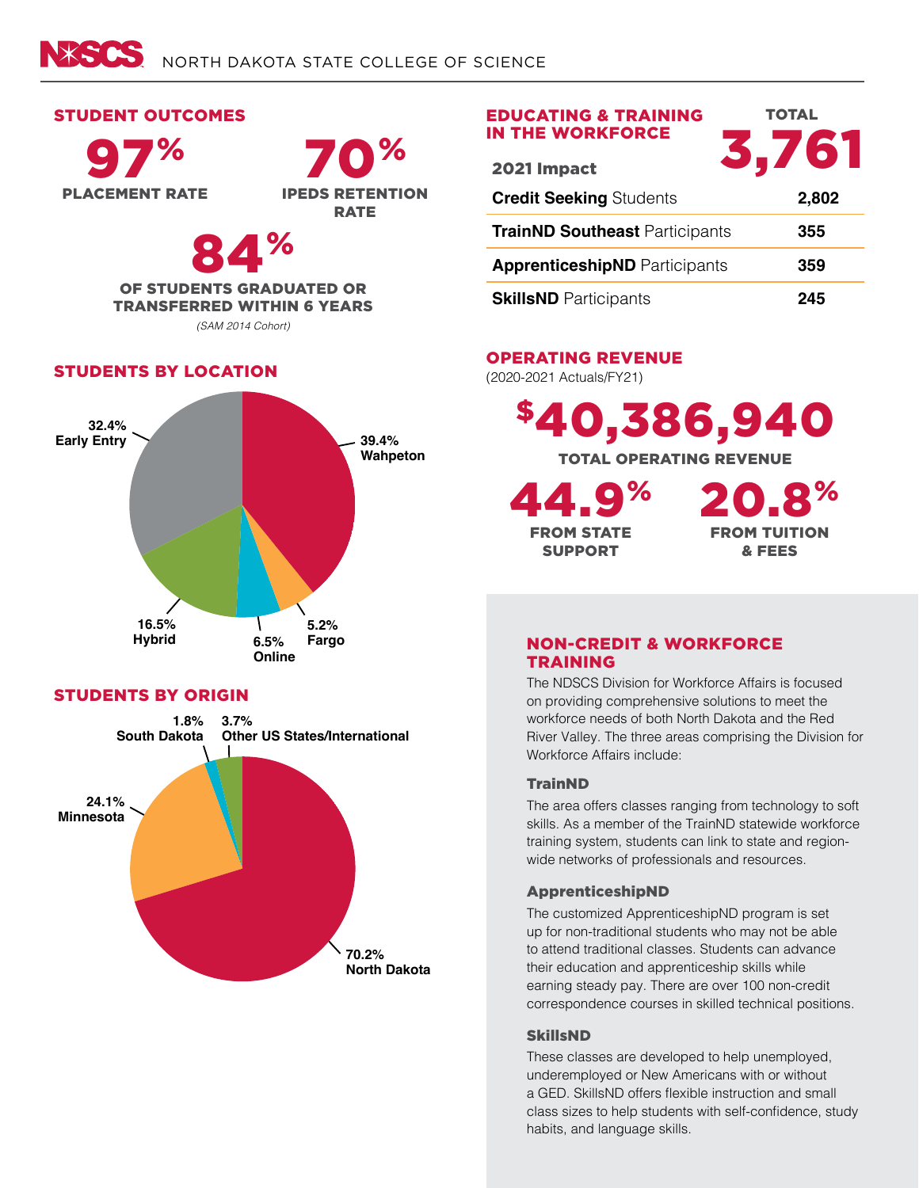NORTH DAKOTA STATE COLLEGE OF SCIENCE

## STUDENT OUTCOMES

**97%**
PLACEMENT RATE

**70%**
IPEDS RETENTION RATE

**84%**
OF STUDENTS GRADUATED OR TRANSFERRED WITHIN 6 YEARS

*(SAM 2014 Cohort)*

## STUDENTS BY LOCATION

39.4% Wahpeton
5.2% Fargo
6.5% Online
16.5% Hybrid
32.4% Early Entry

## STUDENTS BY ORIGIN

70.2% North Dakota
24.1% Minnesota
1.8% South Dakota
3.7% Other US States/International

## EDUCATING & TRAINING IN THE WORKFORCE

TOTAL **3,761**

| 2021 Impact | |
|---|---|
| **Credit Seeking** Students | 2,802 |
| **TrainND Southeast** Participants | 355 |
| **ApprenticeshipND** Participants | 359 |
| **SkillsND** Participants | 245 |

## OPERATING REVENUE

(2020-2021 Actuals/FY21)

**$40,386,940**
TOTAL OPERATING REVENUE

**44.9%**
FROM STATE SUPPORT

**20.8%**
FROM TUITION & FEES

## NON-CREDIT & WORKFORCE TRAINING

The NDSCS Division for Workforce Affairs is focused on providing comprehensive solutions to meet the workforce needs of both North Dakota and the Red River Valley. The three areas comprising the Division for Workforce Affairs include:

### TrainND

The area offers classes ranging from technology to soft skills. As a member of the TrainND statewide workforce training system, students can link to state and region-wide networks of professionals and resources.

### ApprenticeshipND

The customized ApprenticeshipND program is set up for non-traditional students who may not be able to attend traditional classes. Students can advance their education and apprenticeship skills while earning steady pay. There are over 100 non-credit correspondence courses in skilled technical positions.

### SkillsND

These classes are developed to help unemployed, underemployed or New Americans with or without a GED. SkillsND offers flexible instruction and small class sizes to help students with self-confidence, study habits, and language skills.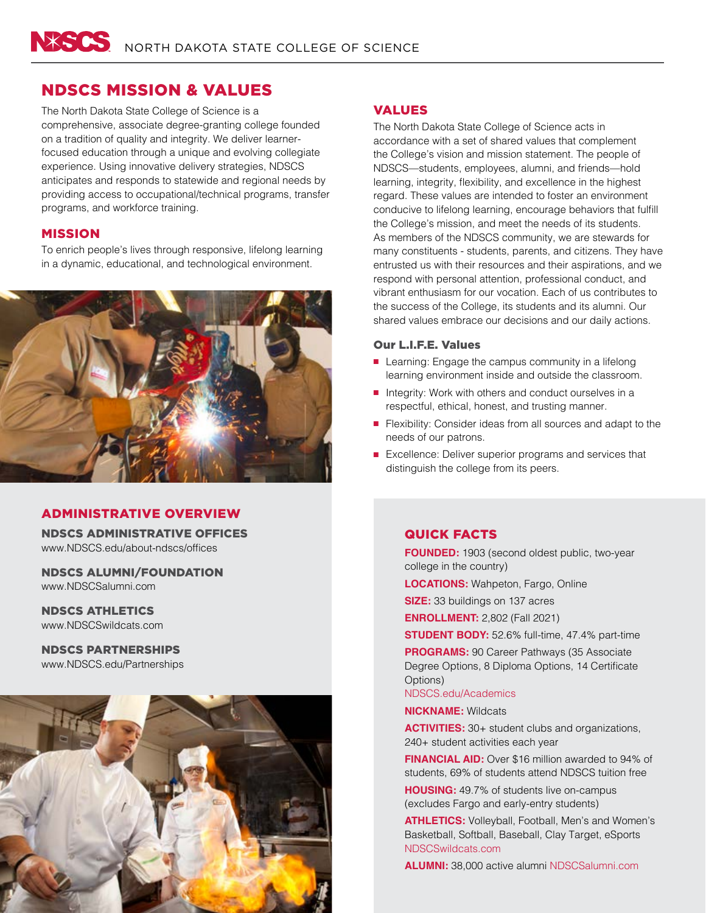# NDSCS MISSION & VALUES

The North Dakota State College of Science is a comprehensive, associate degree-granting college founded on a tradition of quality and integrity. We deliver learner-focused education through a unique and evolving collegiate experience. Using innovative delivery strategies, NDSCS anticipates and responds to statewide and regional needs by providing access to occupational/technical programs, transfer programs, and workforce training.

## MISSION

To enrich people's lives through responsive, lifelong learning in a dynamic, educational, and technological environment.

## VALUES

The North Dakota State College of Science acts in accordance with a set of shared values that complement the College's vision and mission statement. The people of NDSCS—students, employees, alumni, and friends—hold learning, integrity, flexibility, and excellence in the highest regard. These values are intended to foster an environment conducive to lifelong learning, encourage behaviors that fulfill the College's mission, and meet the needs of its students. As members of the NDSCS community, we are stewards for many constituents - students, parents, and citizens. They have entrusted us with their resources and their aspirations, and we respond with personal attention, professional conduct, and vibrant enthusiasm for our vocation. Each of us contributes to the success of the College, its students and its alumni. Our shared values embrace our decisions and our daily actions.

### Our L.I.F.E. Values

- Learning: Engage the campus community in a lifelong learning environment inside and outside the classroom.
- Integrity: Work with others and conduct ourselves in a respectful, ethical, honest, and trusting manner.
- Flexibility: Consider ideas from all sources and adapt to the needs of our patrons.
- Excellence: Deliver superior programs and services that distinguish the college from its peers.

## ADMINISTRATIVE OVERVIEW

**NDSCS ADMINISTRATIVE OFFICES**
www.NDSCS.edu/about-ndscs/offices

**NDSCS ALUMNI/FOUNDATION**
www.NDSCSalumni.com

**NDSCS ATHLETICS**
www.NDSCSwildcats.com

**NDSCS PARTNERSHIPS**
www.NDSCS.edu/Partnerships

## QUICK FACTS

**FOUNDED:** 1903 (second oldest public, two-year college in the country)

**LOCATIONS:** Wahpeton, Fargo, Online

**SIZE:** 33 buildings on 137 acres

**ENROLLMENT:** 2,802 (Fall 2021)

**STUDENT BODY:** 52.6% full-time, 47.4% part-time

**PROGRAMS:** 90 Career Pathways (35 Associate Degree Options, 8 Diploma Options, 14 Certificate Options)
NDSCS.edu/Academics

**NICKNAME:** Wildcats

**ACTIVITIES:** 30+ student clubs and organizations, 240+ student activities each year

**FINANCIAL AID:** Over $16 million awarded to 94% of students, 69% of students attend NDSCS tuition free

**HOUSING:** 49.7% of students live on-campus (excludes Fargo and early-entry students)

**ATHLETICS:** Volleyball, Football, Men's and Women's Basketball, Softball, Baseball, Clay Target, eSports
NDSCSwildcats.com

**ALUMNI:** 38,000 active alumni NDSCSalumni.com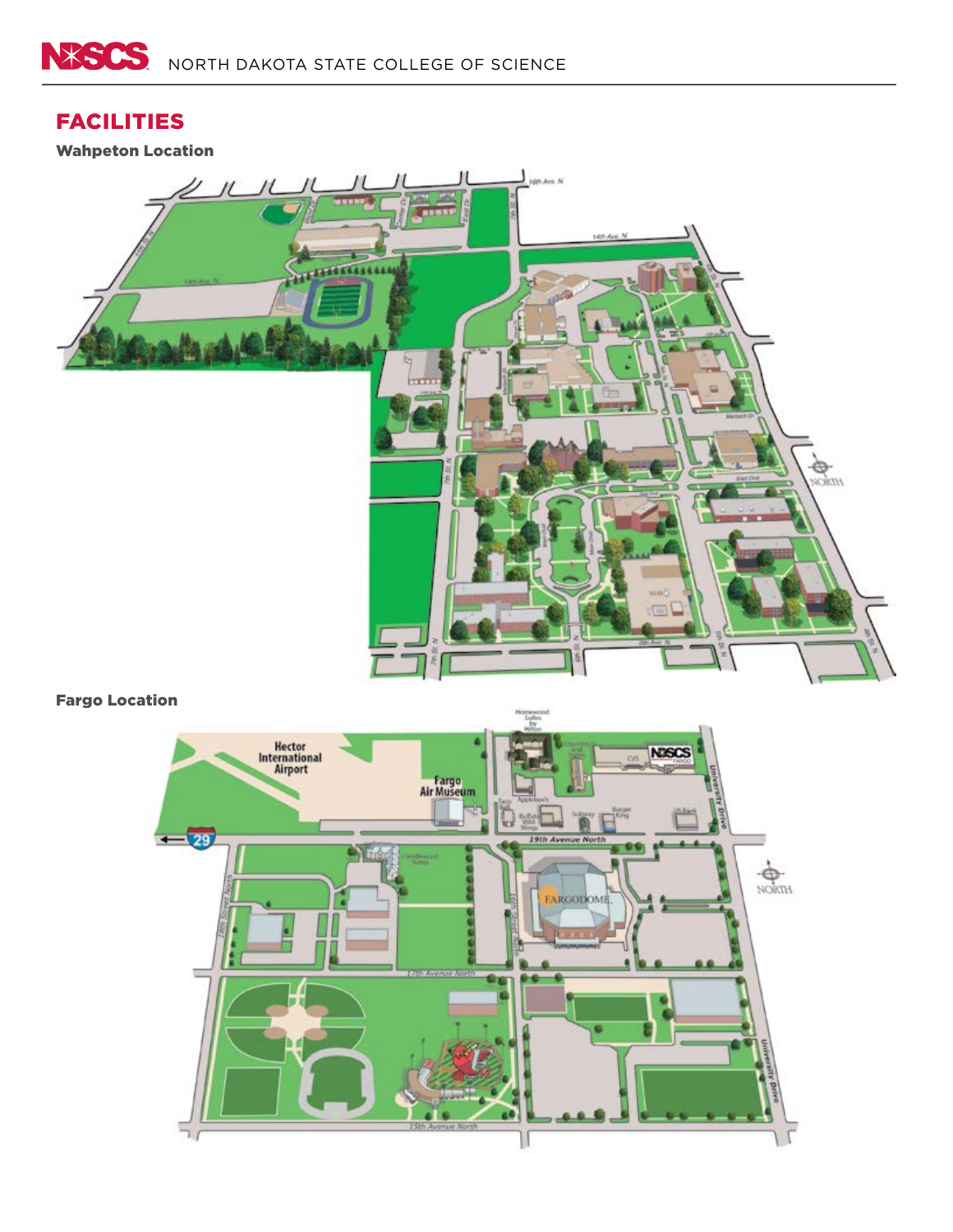## FACILITIES

### Wahpeton Location

16th Ave. N

14th Ave. N

7th St. N

Mertesch Dr

East Dr

NORTH

8th Ave. N

9th St. N

6th St. N

5th St. N

4th St. N

### Fargo Location

Homewood Suites by Hilton

Hector International Airport

Fargo Air Museum

NDSCS FARGO

University Drive

29

19th Avenue North

FARGODOME

NORTH

18th Street North

17th Avenue North

15th Avenue North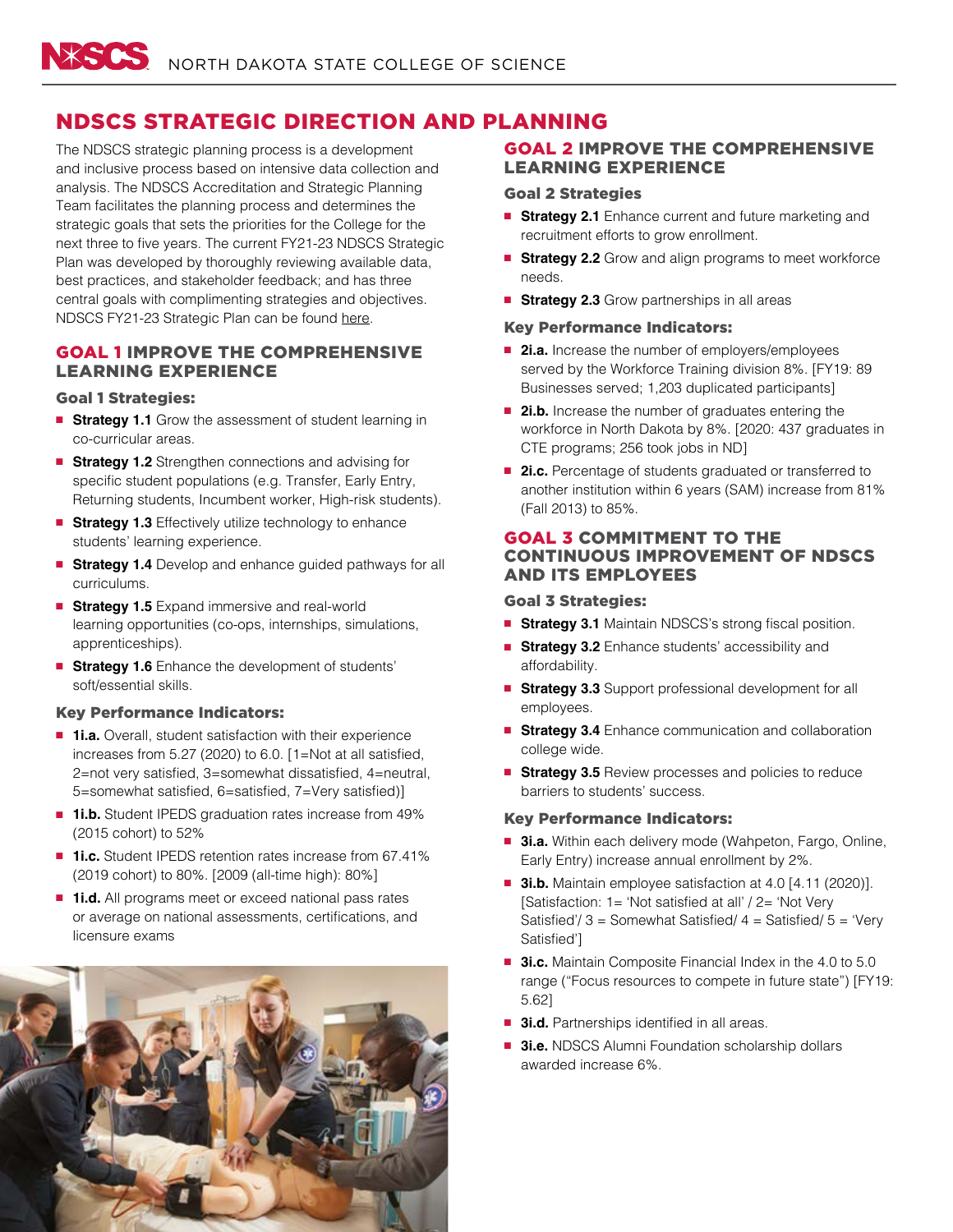# NDSCS STRATEGIC DIRECTION AND PLANNING

The NDSCS strategic planning process is a development and inclusive process based on intensive data collection and analysis. The NDSCS Accreditation and Strategic Planning Team facilitates the planning process and determines the strategic goals that sets the priorities for the College for the next three to five years. The current FY21-23 NDSCS Strategic Plan was developed by thoroughly reviewing available data, best practices, and stakeholder feedback; and has three central goals with complimenting strategies and objectives. NDSCS FY21-23 Strategic Plan can be found here.

## GOAL 1 IMPROVE THE COMPREHENSIVE LEARNING EXPERIENCE

### Goal 1 Strategies:

- **Strategy 1.1** Grow the assessment of student learning in co-curricular areas.
- **Strategy 1.2** Strengthen connections and advising for specific student populations (e.g. Transfer, Early Entry, Returning students, Incumbent worker, High-risk students).
- **Strategy 1.3** Effectively utilize technology to enhance students' learning experience.
- **Strategy 1.4** Develop and enhance guided pathways for all curriculums.
- **Strategy 1.5** Expand immersive and real-world learning opportunities (co-ops, internships, simulations, apprenticeships).
- **Strategy 1.6** Enhance the development of students' soft/essential skills.

### Key Performance Indicators:

- **1i.a.** Overall, student satisfaction with their experience increases from 5.27 (2020) to 6.0. [1=Not at all satisfied, 2=not very satisfied, 3=somewhat dissatisfied, 4=neutral, 5=somewhat satisfied, 6=satisfied, 7=Very satisfied)]
- **1i.b.** Student IPEDS graduation rates increase from 49% (2015 cohort) to 52%
- **1i.c.** Student IPEDS retention rates increase from 67.41% (2019 cohort) to 80%. [2009 (all-time high): 80%]
- **1i.d.** All programs meet or exceed national pass rates or average on national assessments, certifications, and licensure exams

## GOAL 2 IMPROVE THE COMPREHENSIVE LEARNING EXPERIENCE

### Goal 2 Strategies

- **Strategy 2.1** Enhance current and future marketing and recruitment efforts to grow enrollment.
- **Strategy 2.2** Grow and align programs to meet workforce needs.
- **Strategy 2.3** Grow partnerships in all areas

### Key Performance Indicators:

- **2i.a.** Increase the number of employers/employees served by the Workforce Training division 8%. [FY19: 89 Businesses served; 1,203 duplicated participants]
- **2i.b.** Increase the number of graduates entering the workforce in North Dakota by 8%. [2020: 437 graduates in CTE programs; 256 took jobs in ND]
- **2i.c.** Percentage of students graduated or transferred to another institution within 6 years (SAM) increase from 81% (Fall 2013) to 85%.

## GOAL 3 COMMITMENT TO THE CONTINUOUS IMPROVEMENT OF NDSCS AND ITS EMPLOYEES

### Goal 3 Strategies:

- **Strategy 3.1** Maintain NDSCS's strong fiscal position.
- **Strategy 3.2** Enhance students' accessibility and affordability.
- **Strategy 3.3** Support professional development for all employees.
- **Strategy 3.4** Enhance communication and collaboration college wide.
- **Strategy 3.5** Review processes and policies to reduce barriers to students' success.

### Key Performance Indicators:

- **3i.a.** Within each delivery mode (Wahpeton, Fargo, Online, Early Entry) increase annual enrollment by 2%.
- **3i.b.** Maintain employee satisfaction at 4.0 [4.11 (2020)]. [Satisfaction: 1= 'Not satisfied at all' / 2= 'Not Very Satisfied'/ 3 = Somewhat Satisfied/ 4 = Satisfied/ 5 = 'Very Satisfied']
- **3i.c.** Maintain Composite Financial Index in the 4.0 to 5.0 range ("Focus resources to compete in future state") [FY19: 5.62]
- **3i.d.** Partnerships identified in all areas.
- **3i.e.** NDSCS Alumni Foundation scholarship dollars awarded increase 6%.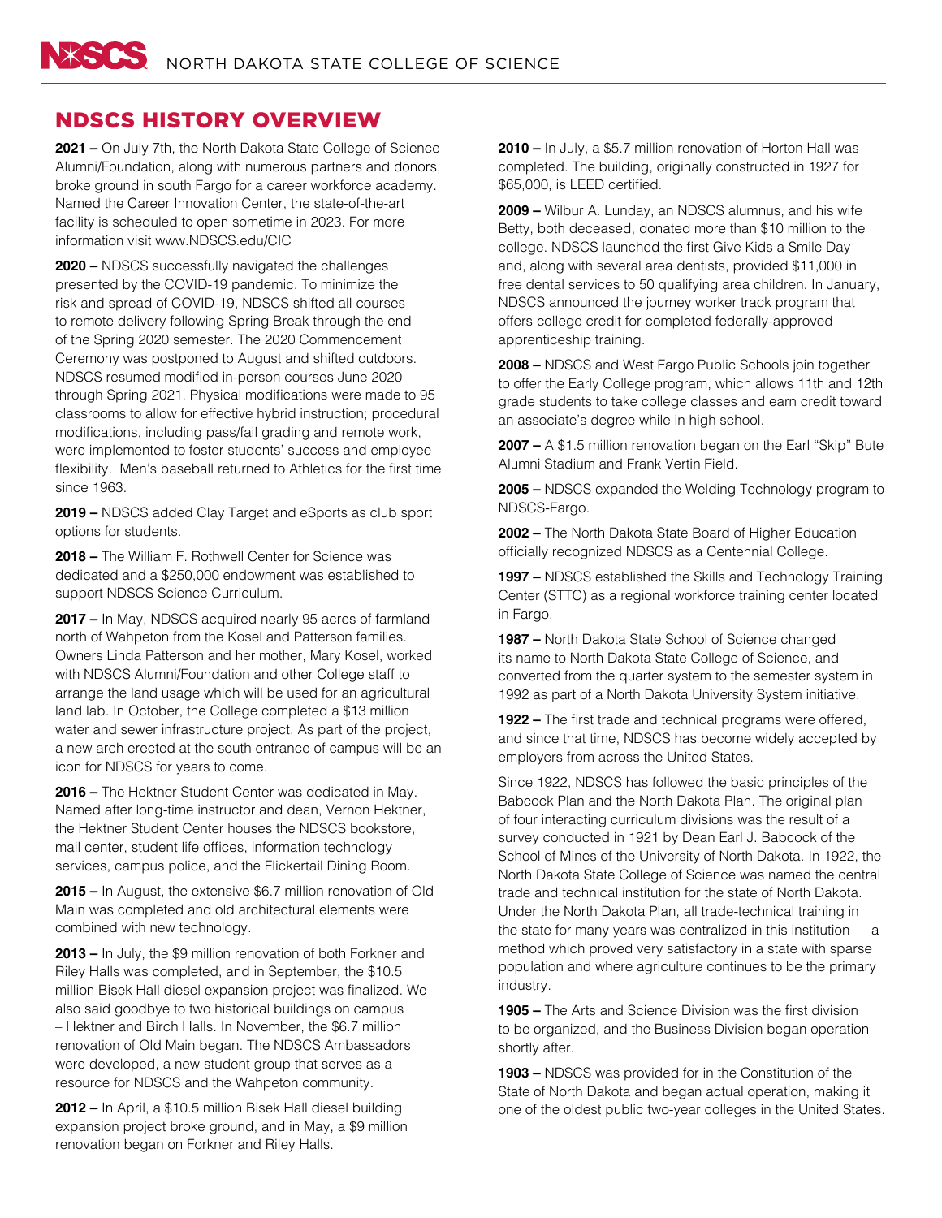## NDSCS HISTORY OVERVIEW

**2021 –** On July 7th, the North Dakota State College of Science Alumni/Foundation, along with numerous partners and donors, broke ground in south Fargo for a career workforce academy. Named the Career Innovation Center, the state-of-the-art facility is scheduled to open sometime in 2023. For more information visit www.NDSCS.edu/CIC

**2020 –** NDSCS successfully navigated the challenges presented by the COVID-19 pandemic. To minimize the risk and spread of COVID-19, NDSCS shifted all courses to remote delivery following Spring Break through the end of the Spring 2020 semester. The 2020 Commencement Ceremony was postponed to August and shifted outdoors. NDSCS resumed modified in-person courses June 2020 through Spring 2021. Physical modifications were made to 95 classrooms to allow for effective hybrid instruction; procedural modifications, including pass/fail grading and remote work, were implemented to foster students' success and employee flexibility. Men's baseball returned to Athletics for the first time since 1963.

**2019 –** NDSCS added Clay Target and eSports as club sport options for students.

**2018 –** The William F. Rothwell Center for Science was dedicated and a $250,000 endowment was established to support NDSCS Science Curriculum.

**2017 –** In May, NDSCS acquired nearly 95 acres of farmland north of Wahpeton from the Kosel and Patterson families. Owners Linda Patterson and her mother, Mary Kosel, worked with NDSCS Alumni/Foundation and other College staff to arrange the land usage which will be used for an agricultural land lab. In October, the College completed a $13 million water and sewer infrastructure project. As part of the project, a new arch erected at the south entrance of campus will be an icon for NDSCS for years to come.

**2016 –** The Hektner Student Center was dedicated in May. Named after long-time instructor and dean, Vernon Hektner, the Hektner Student Center houses the NDSCS bookstore, mail center, student life offices, information technology services, campus police, and the Flickertail Dining Room.

**2015 –** In August, the extensive $6.7 million renovation of Old Main was completed and old architectural elements were combined with new technology.

**2013 –** In July, the $9 million renovation of both Forkner and Riley Halls was completed, and in September, the $10.5 million Bisek Hall diesel expansion project was finalized. We also said goodbye to two historical buildings on campus – Hektner and Birch Halls. In November, the $6.7 million renovation of Old Main began. The NDSCS Ambassadors were developed, a new student group that serves as a resource for NDSCS and the Wahpeton community.

**2012 –** In April, a $10.5 million Bisek Hall diesel building expansion project broke ground, and in May, a $9 million renovation began on Forkner and Riley Halls.

**2010 –** In July, a $5.7 million renovation of Horton Hall was completed. The building, originally constructed in 1927 for $65,000, is LEED certified.

**2009 –** Wilbur A. Lunday, an NDSCS alumnus, and his wife Betty, both deceased, donated more than $10 million to the college. NDSCS launched the first Give Kids a Smile Day and, along with several area dentists, provided $11,000 in free dental services to 50 qualifying area children. In January, NDSCS announced the journey worker track program that offers college credit for completed federally-approved apprenticeship training.

**2008 –** NDSCS and West Fargo Public Schools join together to offer the Early College program, which allows 11th and 12th grade students to take college classes and earn credit toward an associate's degree while in high school.

**2007 –** A $1.5 million renovation began on the Earl "Skip" Bute Alumni Stadium and Frank Vertin Field.

**2005 –** NDSCS expanded the Welding Technology program to NDSCS-Fargo.

**2002 –** The North Dakota State Board of Higher Education officially recognized NDSCS as a Centennial College.

**1997 –** NDSCS established the Skills and Technology Training Center (STTC) as a regional workforce training center located in Fargo.

**1987 –** North Dakota State School of Science changed its name to North Dakota State College of Science, and converted from the quarter system to the semester system in 1992 as part of a North Dakota University System initiative.

**1922 –** The first trade and technical programs were offered, and since that time, NDSCS has become widely accepted by employers from across the United States.

Since 1922, NDSCS has followed the basic principles of the Babcock Plan and the North Dakota Plan. The original plan of four interacting curriculum divisions was the result of a survey conducted in 1921 by Dean Earl J. Babcock of the School of Mines of the University of North Dakota. In 1922, the North Dakota State College of Science was named the central trade and technical institution for the state of North Dakota. Under the North Dakota Plan, all trade-technical training in the state for many years was centralized in this institution — a method which proved very satisfactory in a state with sparse population and where agriculture continues to be the primary industry.

**1905 –** The Arts and Science Division was the first division to be organized, and the Business Division began operation shortly after.

**1903 –** NDSCS was provided for in the Constitution of the State of North Dakota and began actual operation, making it one of the oldest public two-year colleges in the United States.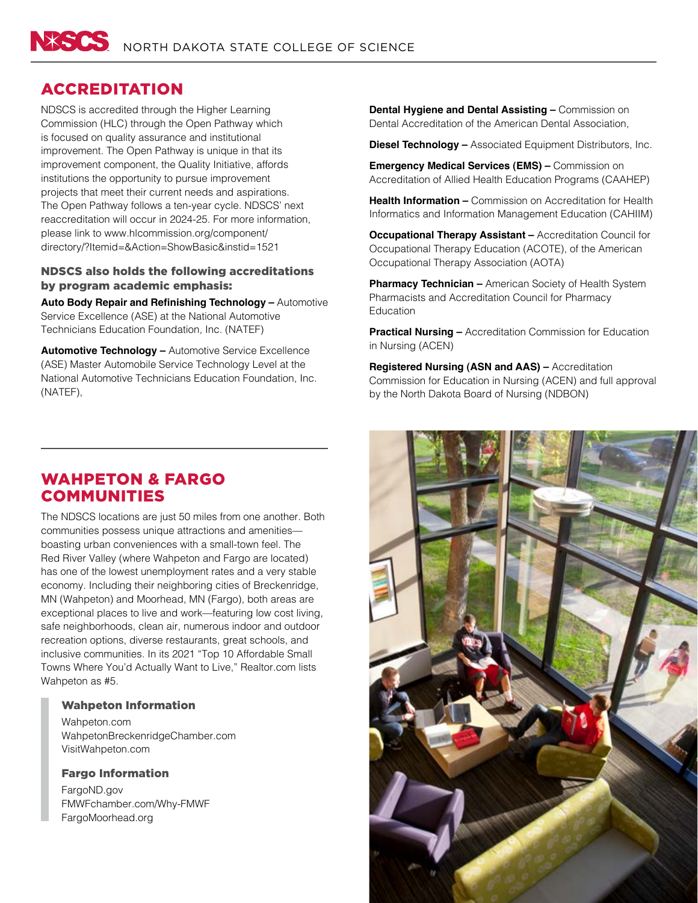## ACCREDITATION

NDSCS is accredited through the Higher Learning Commission (HLC) through the Open Pathway which is focused on quality assurance and institutional improvement. The Open Pathway is unique in that its improvement component, the Quality Initiative, affords institutions the opportunity to pursue improvement projects that meet their current needs and aspirations. The Open Pathway follows a ten-year cycle. NDSCS' next reaccreditation will occur in 2024-25. For more information, please link to www.hlcommission.org/component/directory/?Itemid=&Action=ShowBasic&instid=1521

### NDSCS also holds the following accreditations by program academic emphasis:

**Auto Body Repair and Refinishing Technology –** Automotive Service Excellence (ASE) at the National Automotive Technicians Education Foundation, Inc. (NATEF)

**Automotive Technology –** Automotive Service Excellence (ASE) Master Automobile Service Technology Level at the National Automotive Technicians Education Foundation, Inc. (NATEF),

**Dental Hygiene and Dental Assisting –** Commission on Dental Accreditation of the American Dental Association,

**Diesel Technology –** Associated Equipment Distributors, Inc.

**Emergency Medical Services (EMS) –** Commission on Accreditation of Allied Health Education Programs (CAAHEP)

**Health Information –** Commission on Accreditation for Health Informatics and Information Management Education (CAHIIM)

**Occupational Therapy Assistant –** Accreditation Council for Occupational Therapy Education (ACOTE), of the American Occupational Therapy Association (AOTA)

**Pharmacy Technician –** American Society of Health System Pharmacists and Accreditation Council for Pharmacy Education

**Practical Nursing –** Accreditation Commission for Education in Nursing (ACEN)

**Registered Nursing (ASN and AAS) –** Accreditation Commission for Education in Nursing (ACEN) and full approval by the North Dakota Board of Nursing (NDBON)

## WAHPETON & FARGO COMMUNITIES

The NDSCS locations are just 50 miles from one another. Both communities possess unique attractions and amenities—boasting urban conveniences with a small-town feel. The Red River Valley (where Wahpeton and Fargo are located) has one of the lowest unemployment rates and a very stable economy. Including their neighboring cities of Breckenridge, MN (Wahpeton) and Moorhead, MN (Fargo), both areas are exceptional places to live and work—featuring low cost living, safe neighborhoods, clean air, numerous indoor and outdoor recreation options, diverse restaurants, great schools, and inclusive communities. In its 2021 "Top 10 Affordable Small Towns Where You'd Actually Want to Live," Realtor.com lists Wahpeton as #5.

### Wahpeton Information

Wahpeton.com
WahpetonBreckenridgeChamber.com
VisitWahpeton.com

### Fargo Information

FargoND.gov
FMWFchamber.com/Why-FMWF
FargoMoorhead.org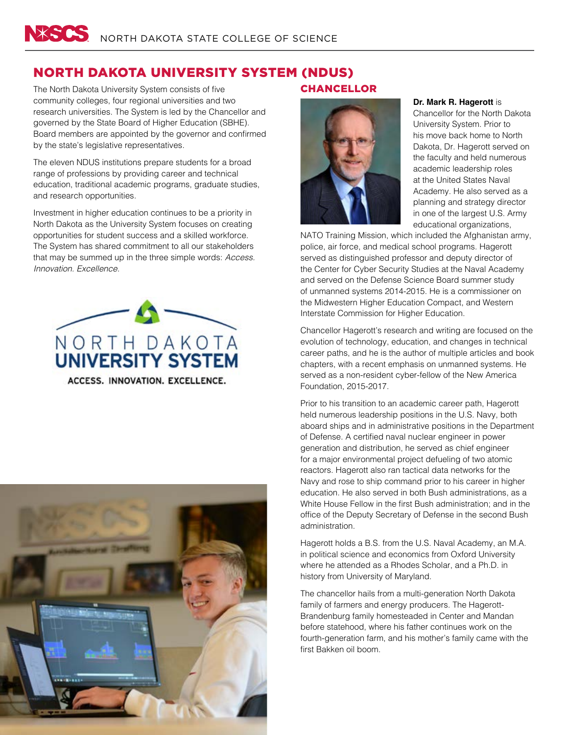## NORTH DAKOTA UNIVERSITY SYSTEM (NDUS)

The North Dakota University System consists of five community colleges, four regional universities and two research universities. The System is led by the Chancellor and governed by the State Board of Higher Education (SBHE). Board members are appointed by the governor and confirmed by the state's legislative representatives.

The eleven NDUS institutions prepare students for a broad range of professions by providing career and technical education, traditional academic programs, graduate studies, and research opportunities.

Investment in higher education continues to be a priority in North Dakota as the University System focuses on creating opportunities for student success and a skilled workforce. The System has shared commitment to all our stakeholders that may be summed up in the three simple words: *Access. Innovation. Excellence.*

NORTH DAKOTA UNIVERSITY SYSTEM

ACCESS. INNOVATION. EXCELLENCE.

### CHANCELLOR

**Dr. Mark R. Hagerott** is Chancellor for the North Dakota University System. Prior to his move back home to North Dakota, Dr. Hagerott served on the faculty and held numerous academic leadership roles at the United States Naval Academy. He also served as a planning and strategy director in one of the largest U.S. Army educational organizations, NATO Training Mission, which included the Afghanistan army, police, air force, and medical school programs. Hagerott served as distinguished professor and deputy director of the Center for Cyber Security Studies at the Naval Academy and served on the Defense Science Board summer study of unmanned systems 2014-2015. He is a commissioner on the Midwestern Higher Education Compact, and Western Interstate Commission for Higher Education.

Chancellor Hagerott's research and writing are focused on the evolution of technology, education, and changes in technical career paths, and he is the author of multiple articles and book chapters, with a recent emphasis on unmanned systems. He served as a non-resident cyber-fellow of the New America Foundation, 2015-2017.

Prior to his transition to an academic career path, Hagerott held numerous leadership positions in the U.S. Navy, both aboard ships and in administrative positions in the Department of Defense. A certified naval nuclear engineer in power generation and distribution, he served as chief engineer for a major environmental project defueling of two atomic reactors. Hagerott also ran tactical data networks for the Navy and rose to ship command prior to his career in higher education. He also served in both Bush administrations, as a White House Fellow in the first Bush administration; and in the office of the Deputy Secretary of Defense in the second Bush administration.

Hagerott holds a B.S. from the U.S. Naval Academy, an M.A. in political science and economics from Oxford University where he attended as a Rhodes Scholar, and a Ph.D. in history from University of Maryland.

The chancellor hails from a multi-generation North Dakota family of farmers and energy producers. The Hagerott-Brandenburg family homesteaded in Center and Mandan before statehood, where his father continues work on the fourth-generation farm, and his mother's family came with the first Bakken oil boom.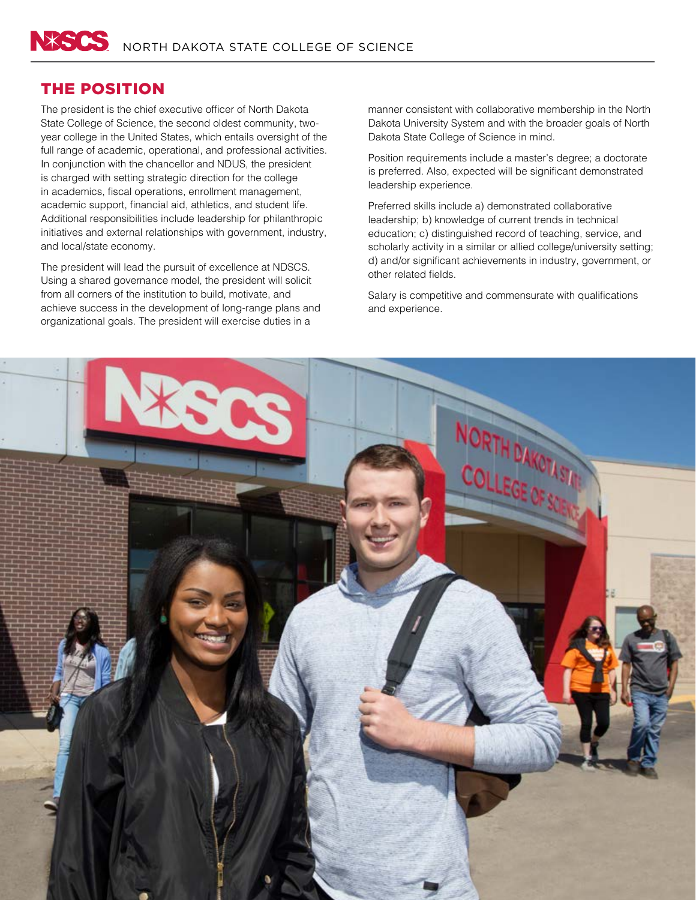## THE POSITION

The president is the chief executive officer of North Dakota State College of Science, the second oldest community, two-year college in the United States, which entails oversight of the full range of academic, operational, and professional activities. In conjunction with the chancellor and NDUS, the president is charged with setting strategic direction for the college in academics, fiscal operations, enrollment management, academic support, financial aid, athletics, and student life. Additional responsibilities include leadership for philanthropic initiatives and external relationships with government, industry, and local/state economy.

The president will lead the pursuit of excellence at NDSCS. Using a shared governance model, the president will solicit from all corners of the institution to build, motivate, and achieve success in the development of long-range plans and organizational goals. The president will exercise duties in a manner consistent with collaborative membership in the North Dakota University System and with the broader goals of North Dakota State College of Science in mind.

Position requirements include a master's degree; a doctorate is preferred. Also, expected will be significant demonstrated leadership experience.

Preferred skills include a) demonstrated collaborative leadership; b) knowledge of current trends in technical education; c) distinguished record of teaching, service, and scholarly activity in a similar or allied college/university setting; d) and/or significant achievements in industry, government, or other related fields.

Salary is competitive and commensurate with qualifications and experience.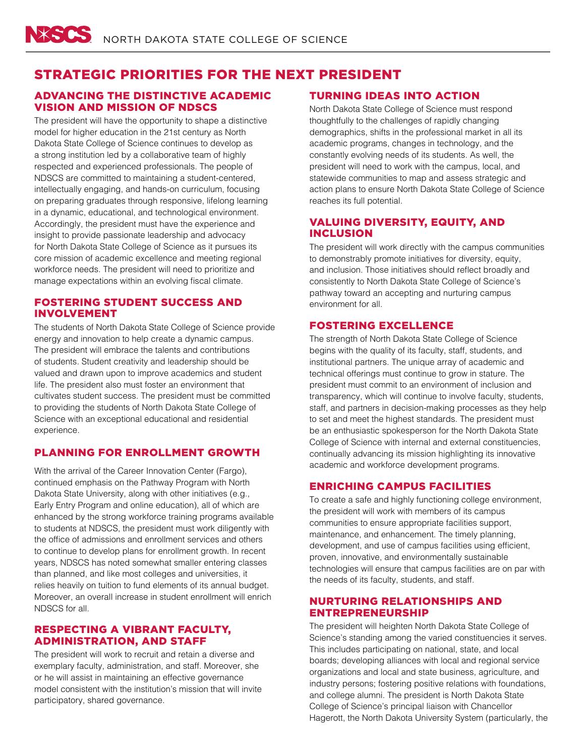# STRATEGIC PRIORITIES FOR THE NEXT PRESIDENT

## ADVANCING THE DISTINCTIVE ACADEMIC VISION AND MISSION OF NDSCS

The president will have the opportunity to shape a distinctive model for higher education in the 21st century as North Dakota State College of Science continues to develop as a strong institution led by a collaborative team of highly respected and experienced professionals. The people of NDSCS are committed to maintaining a student-centered, intellectually engaging, and hands-on curriculum, focusing on preparing graduates through responsive, lifelong learning in a dynamic, educational, and technological environment. Accordingly, the president must have the experience and insight to provide passionate leadership and advocacy for North Dakota State College of Science as it pursues its core mission of academic excellence and meeting regional workforce needs. The president will need to prioritize and manage expectations within an evolving fiscal climate.

## FOSTERING STUDENT SUCCESS AND INVOLVEMENT

The students of North Dakota State College of Science provide energy and innovation to help create a dynamic campus. The president will embrace the talents and contributions of students. Student creativity and leadership should be valued and drawn upon to improve academics and student life. The president also must foster an environment that cultivates student success. The president must be committed to providing the students of North Dakota State College of Science with an exceptional educational and residential experience.

## PLANNING FOR ENROLLMENT GROWTH

With the arrival of the Career Innovation Center (Fargo), continued emphasis on the Pathway Program with North Dakota State University, along with other initiatives (e.g., Early Entry Program and online education), all of which are enhanced by the strong workforce training programs available to students at NDSCS, the president must work diligently with the office of admissions and enrollment services and others to continue to develop plans for enrollment growth. In recent years, NDSCS has noted somewhat smaller entering classes than planned, and like most colleges and universities, it relies heavily on tuition to fund elements of its annual budget. Moreover, an overall increase in student enrollment will enrich NDSCS for all.

## RESPECTING A VIBRANT FACULTY, ADMINISTRATION, AND STAFF

The president will work to recruit and retain a diverse and exemplary faculty, administration, and staff. Moreover, she or he will assist in maintaining an effective governance model consistent with the institution's mission that will invite participatory, shared governance.

## TURNING IDEAS INTO ACTION

North Dakota State College of Science must respond thoughtfully to the challenges of rapidly changing demographics, shifts in the professional market in all its academic programs, changes in technology, and the constantly evolving needs of its students. As well, the president will need to work with the campus, local, and statewide communities to map and assess strategic and action plans to ensure North Dakota State College of Science reaches its full potential.

## VALUING DIVERSITY, EQUITY, AND INCLUSION

The president will work directly with the campus communities to demonstrably promote initiatives for diversity, equity, and inclusion. Those initiatives should reflect broadly and consistently to North Dakota State College of Science's pathway toward an accepting and nurturing campus environment for all.

## FOSTERING EXCELLENCE

The strength of North Dakota State College of Science begins with the quality of its faculty, staff, students, and institutional partners. The unique array of academic and technical offerings must continue to grow in stature. The president must commit to an environment of inclusion and transparency, which will continue to involve faculty, students, staff, and partners in decision-making processes as they help to set and meet the highest standards. The president must be an enthusiastic spokesperson for the North Dakota State College of Science with internal and external constituencies, continually advancing its mission highlighting its innovative academic and workforce development programs.

## ENRICHING CAMPUS FACILITIES

To create a safe and highly functioning college environment, the president will work with members of its campus communities to ensure appropriate facilities support, maintenance, and enhancement. The timely planning, development, and use of campus facilities using efficient, proven, innovative, and environmentally sustainable technologies will ensure that campus facilities are on par with the needs of its faculty, students, and staff.

## NURTURING RELATIONSHIPS AND ENTREPRENEURSHIP

The president will heighten North Dakota State College of Science's standing among the varied constituencies it serves. This includes participating on national, state, and local boards; developing alliances with local and regional service organizations and local and state business, agriculture, and industry persons; fostering positive relations with foundations, and college alumni. The president is North Dakota State College of Science's principal liaison with Chancellor Hagerott, the North Dakota University System (particularly, the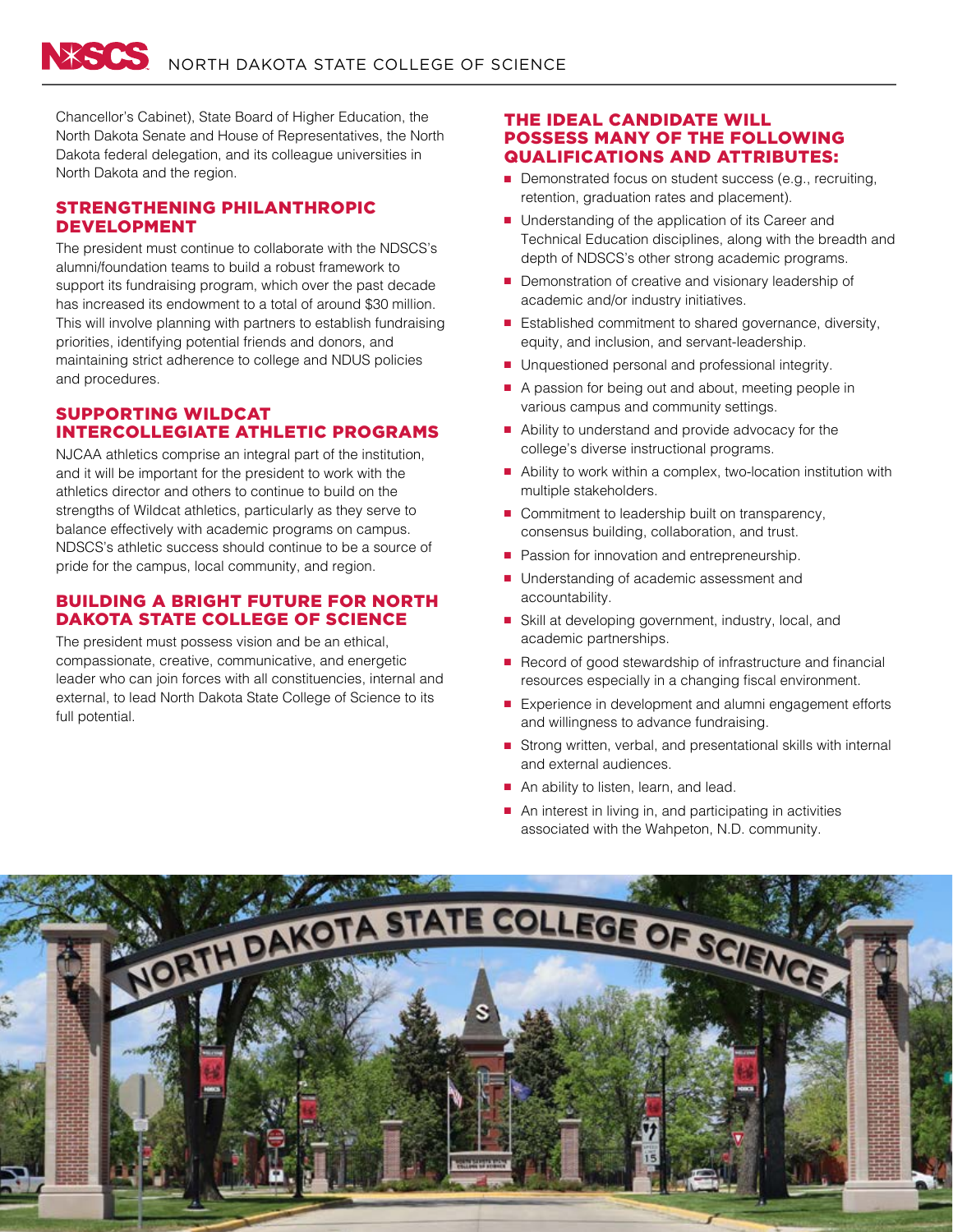Chancellor's Cabinet), State Board of Higher Education, the North Dakota Senate and House of Representatives, the North Dakota federal delegation, and its colleague universities in North Dakota and the region.

## STRENGTHENING PHILANTHROPIC DEVELOPMENT

The president must continue to collaborate with the NDSCS's alumni/foundation teams to build a robust framework to support its fundraising program, which over the past decade has increased its endowment to a total of around $30 million. This will involve planning with partners to establish fundraising priorities, identifying potential friends and donors, and maintaining strict adherence to college and NDUS policies and procedures.

## SUPPORTING WILDCAT INTERCOLLEGIATE ATHLETIC PROGRAMS

NJCAA athletics comprise an integral part of the institution, and it will be important for the president to work with the athletics director and others to continue to build on the strengths of Wildcat athletics, particularly as they serve to balance effectively with academic programs on campus. NDSCS's athletic success should continue to be a source of pride for the campus, local community, and region.

## BUILDING A BRIGHT FUTURE FOR NORTH DAKOTA STATE COLLEGE OF SCIENCE

The president must possess vision and be an ethical, compassionate, creative, communicative, and energetic leader who can join forces with all constituencies, internal and external, to lead North Dakota State College of Science to its full potential.

## THE IDEAL CANDIDATE WILL POSSESS MANY OF THE FOLLOWING QUALIFICATIONS AND ATTRIBUTES:

- Demonstrated focus on student success (e.g., recruiting, retention, graduation rates and placement).
- Understanding of the application of its Career and Technical Education disciplines, along with the breadth and depth of NDSCS's other strong academic programs.
- Demonstration of creative and visionary leadership of academic and/or industry initiatives.
- Established commitment to shared governance, diversity, equity, and inclusion, and servant-leadership.
- Unquestioned personal and professional integrity.
- A passion for being out and about, meeting people in various campus and community settings.
- Ability to understand and provide advocacy for the college's diverse instructional programs.
- Ability to work within a complex, two-location institution with multiple stakeholders.
- Commitment to leadership built on transparency, consensus building, collaboration, and trust.
- Passion for innovation and entrepreneurship.
- Understanding of academic assessment and accountability.
- Skill at developing government, industry, local, and academic partnerships.
- Record of good stewardship of infrastructure and financial resources especially in a changing fiscal environment.
- Experience in development and alumni engagement efforts and willingness to advance fundraising.
- Strong written, verbal, and presentational skills with internal and external audiences.
- An ability to listen, learn, and lead.
- An interest in living in, and participating in activities associated with the Wahpeton, N.D. community.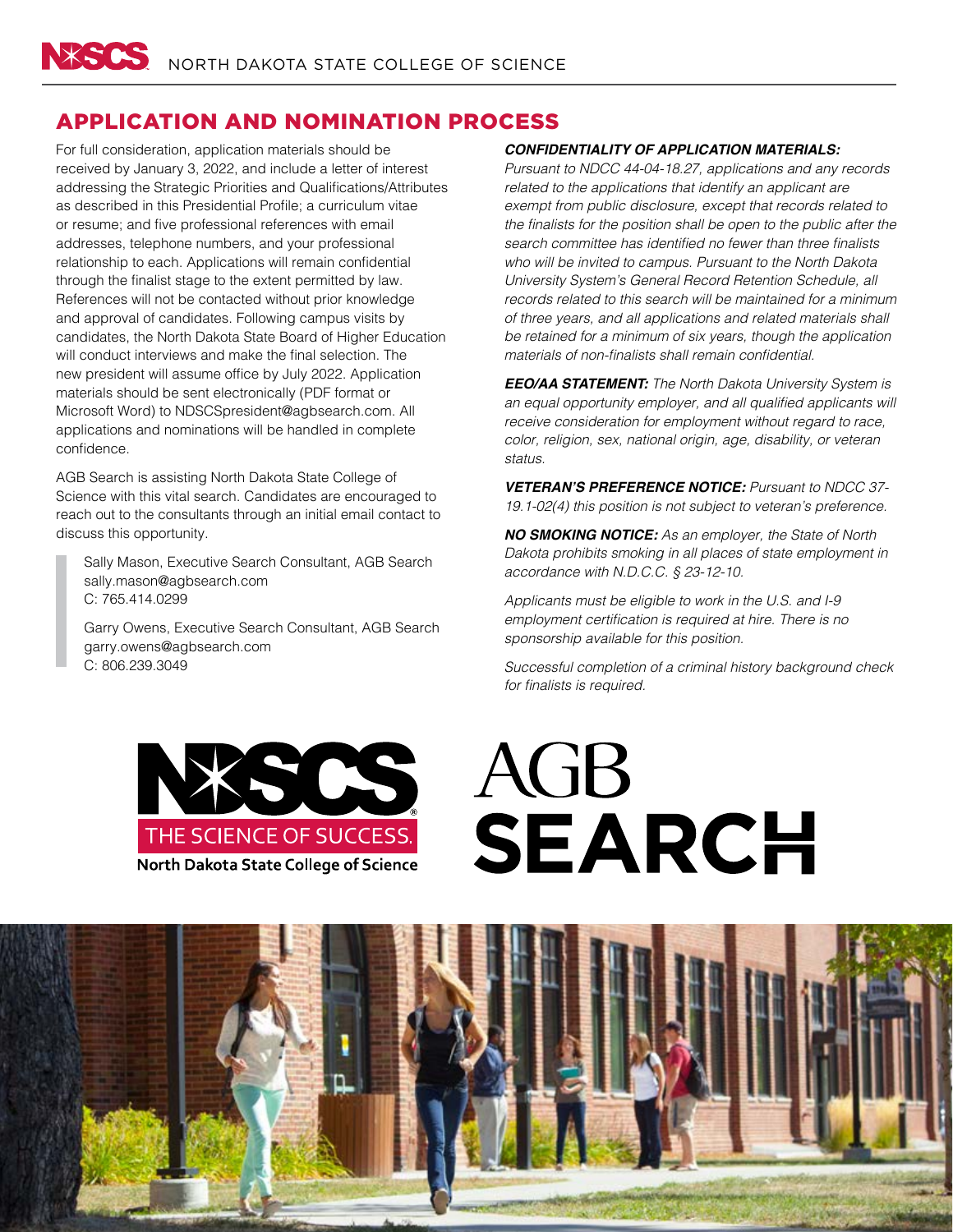## APPLICATION AND NOMINATION PROCESS

For full consideration, application materials should be received by January 3, 2022, and include a letter of interest addressing the Strategic Priorities and Qualifications/Attributes as described in this Presidential Profile; a curriculum vitae or resume; and five professional references with email addresses, telephone numbers, and your professional relationship to each. Applications will remain confidential through the finalist stage to the extent permitted by law. References will not be contacted without prior knowledge and approval of candidates. Following campus visits by candidates, the North Dakota State Board of Higher Education will conduct interviews and make the final selection. The new president will assume office by July 2022. Application materials should be sent electronically (PDF format or Microsoft Word) to NDSCSpresident@agbsearch.com. All applications and nominations will be handled in complete confidence.

AGB Search is assisting North Dakota State College of Science with this vital search. Candidates are encouraged to reach out to the consultants through an initial email contact to discuss this opportunity.

> Sally Mason, Executive Search Consultant, AGB Search
> sally.mason@agbsearch.com
> C: 765.414.0299
>
> Garry Owens, Executive Search Consultant, AGB Search
> garry.owens@agbsearch.com
> C: 806.239.3049

***CONFIDENTIALITY OF APPLICATION MATERIALS:***
*Pursuant to NDCC 44-04-18.27, applications and any records related to the applications that identify an applicant are exempt from public disclosure, except that records related to the finalists for the position shall be open to the public after the search committee has identified no fewer than three finalists who will be invited to campus. Pursuant to the North Dakota University System's General Record Retention Schedule, all records related to this search will be maintained for a minimum of three years, and all applications and related materials shall be retained for a minimum of six years, though the application materials of non-finalists shall remain confidential.*

***EEO/AA STATEMENT:*** *The North Dakota University System is an equal opportunity employer, and all qualified applicants will receive consideration for employment without regard to race, color, religion, sex, national origin, age, disability, or veteran status.*

***VETERAN'S PREFERENCE NOTICE:*** *Pursuant to NDCC 37-19.1-02(4) this position is not subject to veteran's preference.*

***NO SMOKING NOTICE:*** *As an employer, the State of North Dakota prohibits smoking in all places of state employment in accordance with N.D.C.C. § 23-12-10.*

*Applicants must be eligible to work in the U.S. and I-9 employment certification is required at hire. There is no sponsorship available for this position.*

*Successful completion of a criminal history background check for finalists is required.*

NDSCS
THE SCIENCE OF SUCCESS.
North Dakota State College of Science

AGB
SEARCH